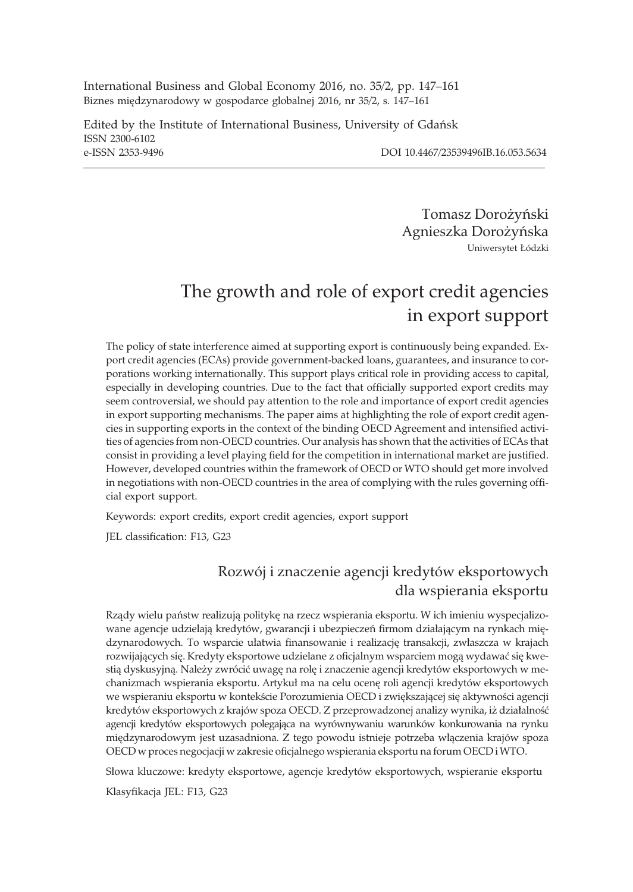International Business and Global Economy 2016, no. 35/2, pp. 147–161
Biznes międzynarodowy w gospodarce globalnej 2016, nr 35/2, s. 147–161

Edited by the Institute of International Business, University of Gdańsk
ISSN 2300-6102
e-ISSN 2353-9496 DOI 10.4467/23539496IB.16.053.5634

Tomasz Dorożyński
Agnieszka Dorożyńska
Uniwersytet Łódzki

# The growth and role of export credit agencies in export support

The policy of state interference aimed at supporting export is continuously being expanded. Export credit agencies (ECAs) provide government-backed loans, guarantees, and insurance to corporations working internationally. This support plays critical role in providing access to capital, especially in developing countries. Due to the fact that officially supported export credits may seem controversial, we should pay attention to the role and importance of export credit agencies in export supporting mechanisms. The paper aims at highlighting the role of export credit agencies in supporting exports in the context of the binding OECD Agreement and intensified activities of agencies from non-OECD countries. Our analysis has shown that the activities of ECAs that consist in providing a level playing field for the competition in international market are justified. However, developed countries within the framework of OECD or WTO should get more involved in negotiations with non-OECD countries in the area of complying with the rules governing official export support.

Keywords: export credits, export credit agencies, export support

JEL classification: F13, G23

## Rozwój i znaczenie agencji kredytów eksportowych dla wspierania eksportu

Rządy wielu państw realizują politykę na rzecz wspierania eksportu. W ich imieniu wyspecjalizowane agencje udzielają kredytów, gwarancji i ubezpieczeń firmom działającym na rynkach międzynarodowych. To wsparcie ułatwia finansowanie i realizację transakcji, zwłaszcza w krajach rozwijających się. Kredyty eksportowe udzielane z oficjalnym wsparciem mogą wydawać się kwestią dyskusyjną. Należy zwrócić uwagę na rolę i znaczenie agencji kredytów eksportowych w mechanizmach wspierania eksportu. Artykuł ma na celu ocenę roli agencji kredytów eksportowych we wspieraniu eksportu w kontekście Porozumienia OECD i zwiększającej się aktywności agencji kredytów eksportowych z krajów spoza OECD. Z przeprowadzonej analizy wynika, iż działalność agencji kredytów eksportowych polegająca na wyrównywaniu warunków konkurowania na rynku międzynarodowym jest uzasadniona. Z tego powodu istnieje potrzeba włączenia krajów spoza OECD w proces negocjacji w zakresie oficjalnego wspierania eksportu na forum OECD i WTO.

Słowa kluczowe: kredyty eksportowe, agencje kredytów eksportowych, wspieranie eksportu

Klasyfikacja JEL: F13, G23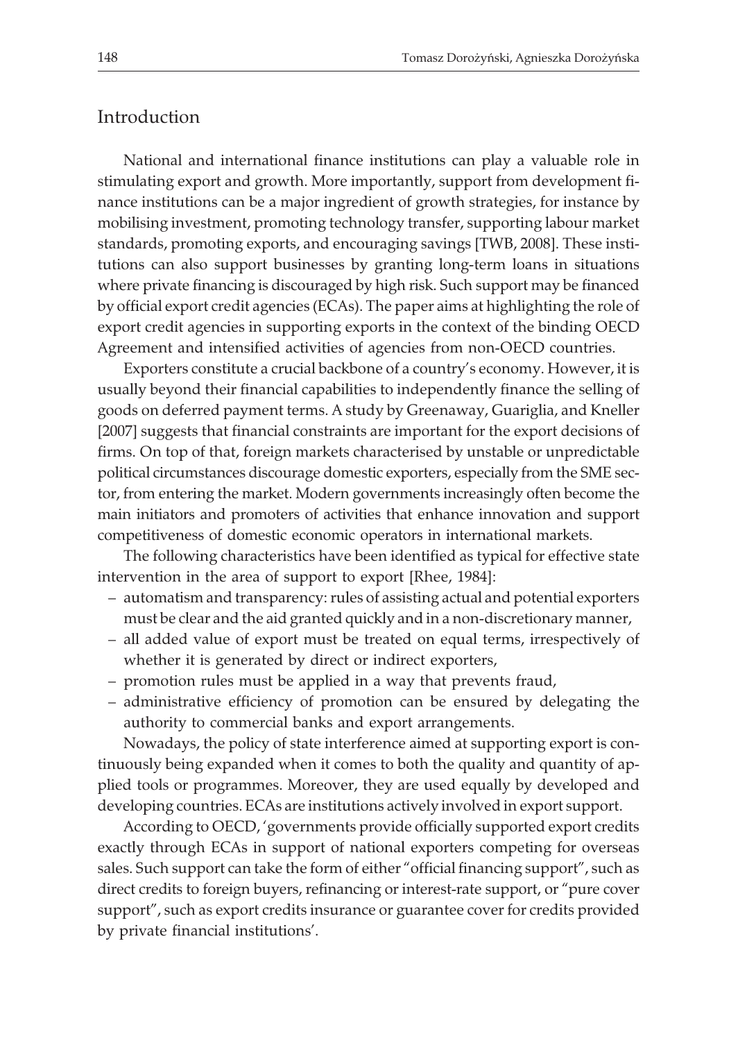## Introduction

National and international finance institutions can play a valuable role in stimulating export and growth. More importantly, support from development finance institutions can be a major ingredient of growth strategies, for instance by mobilising investment, promoting technology transfer, supporting labour market standards, promoting exports, and encouraging savings [TWB, 2008]. These institutions can also support businesses by granting long-term loans in situations where private financing is discouraged by high risk. Such support may be financed by official export credit agencies (ECAs). The paper aims at highlighting the role of export credit agencies in supporting exports in the context of the binding OECD Agreement and intensified activities of agencies from non-OECD countries.

Exporters constitute a crucial backbone of a country's economy. However, it is usually beyond their financial capabilities to independently finance the selling of goods on deferred payment terms. A study by Greenaway, Guariglia, and Kneller [2007] suggests that financial constraints are important for the export decisions of firms. On top of that, foreign markets characterised by unstable or unpredictable political circumstances discourage domestic exporters, especially from the SME sector, from entering the market. Modern governments increasingly often become the main initiators and promoters of activities that enhance innovation and support competitiveness of domestic economic operators in international markets.

The following characteristics have been identified as typical for effective state intervention in the area of support to export [Rhee, 1984]:

- automatism and transparency: rules of assisting actual and potential exporters must be clear and the aid granted quickly and in a non-discretionary manner,
- all added value of export must be treated on equal terms, irrespectively of whether it is generated by direct or indirect exporters,
- promotion rules must be applied in a way that prevents fraud,
- administrative efficiency of promotion can be ensured by delegating the authority to commercial banks and export arrangements.

Nowadays, the policy of state interference aimed at supporting export is continuously being expanded when it comes to both the quality and quantity of applied tools or programmes. Moreover, they are used equally by developed and developing countries. ECAs are institutions actively involved in export support.

According to OECD, 'governments provide officially supported export credits exactly through ECAs in support of national exporters competing for overseas sales. Such support can take the form of either "official financing support", such as direct credits to foreign buyers, refinancing or interest-rate support, or "pure cover support", such as export credits insurance or guarantee cover for credits provided by private financial institutions'.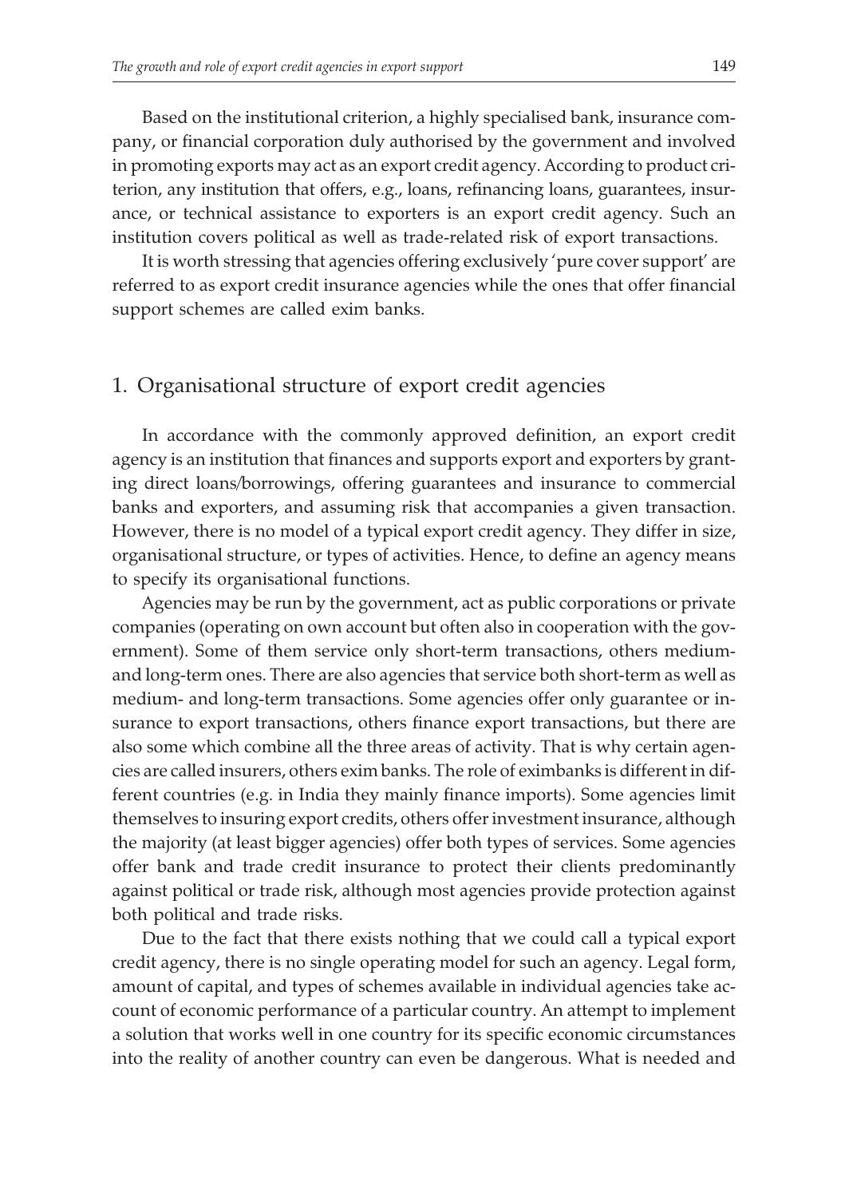Based on the institutional criterion, a highly specialised bank, insurance company, or financial corporation duly authorised by the government and involved in promoting exports may act as an export credit agency. According to product criterion, any institution that offers, e.g., loans, refinancing loans, guarantees, insurance, or technical assistance to exporters is an export credit agency. Such an institution covers political as well as trade-related risk of export transactions.

It is worth stressing that agencies offering exclusively 'pure cover support' are referred to as export credit insurance agencies while the ones that offer financial support schemes are called exim banks.

## 1. Organisational structure of export credit agencies

In accordance with the commonly approved definition, an export credit agency is an institution that finances and supports export and exporters by granting direct loans/borrowings, offering guarantees and insurance to commercial banks and exporters, and assuming risk that accompanies a given transaction. However, there is no model of a typical export credit agency. They differ in size, organisational structure, or types of activities. Hence, to define an agency means to specify its organisational functions.

Agencies may be run by the government, act as public corporations or private companies (operating on own account but often also in cooperation with the government). Some of them service only short-term transactions, others medium- and long-term ones. There are also agencies that service both short-term as well as medium- and long-term transactions. Some agencies offer only guarantee or insurance to export transactions, others finance export transactions, but there are also some which combine all the three areas of activity. That is why certain agencies are called insurers, others exim banks. The role of eximbanks is different in different countries (e.g. in India they mainly finance imports). Some agencies limit themselves to insuring export credits, others offer investment insurance, although the majority (at least bigger agencies) offer both types of services. Some agencies offer bank and trade credit insurance to protect their clients predominantly against political or trade risk, although most agencies provide protection against both political and trade risks.

Due to the fact that there exists nothing that we could call a typical export credit agency, there is no single operating model for such an agency. Legal form, amount of capital, and types of schemes available in individual agencies take account of economic performance of a particular country. An attempt to implement a solution that works well in one country for its specific economic circumstances into the reality of another country can even be dangerous. What is needed and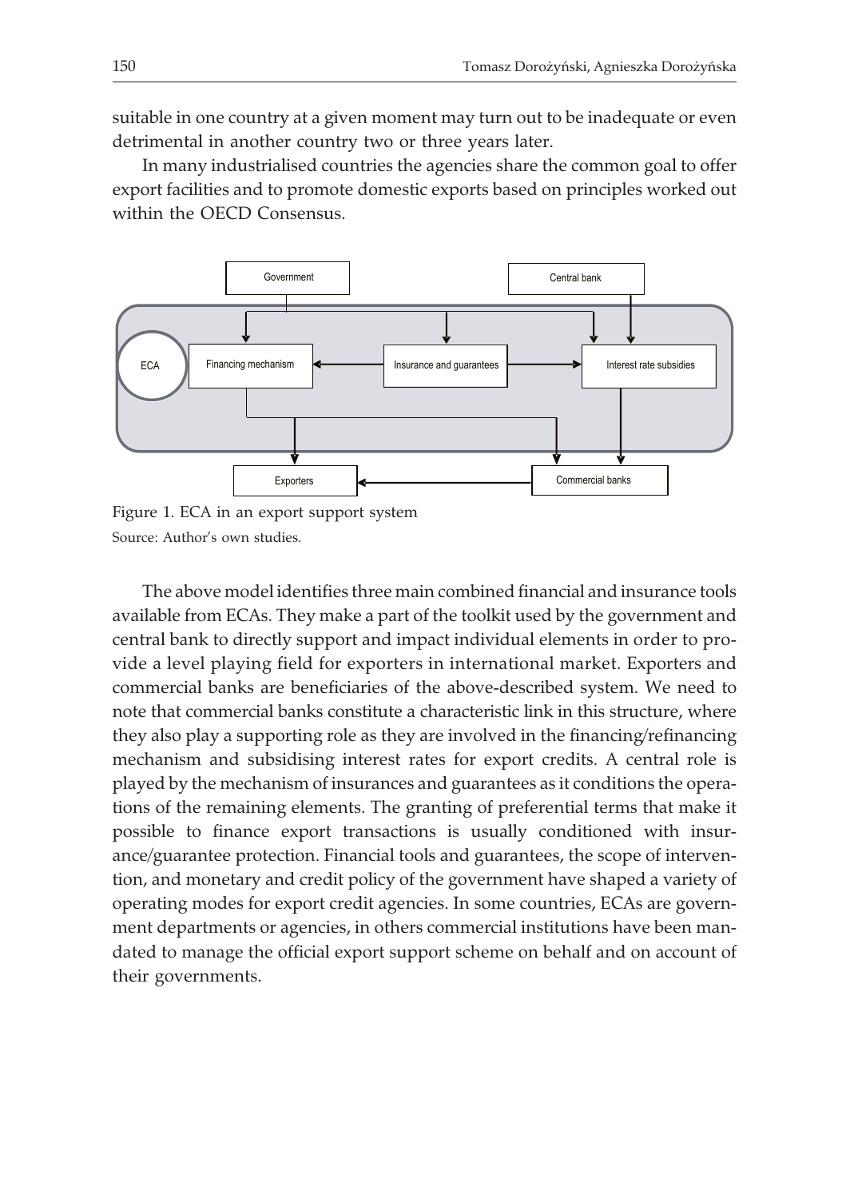suitable in one country at a given moment may turn out to be inadequate or even detrimental in another country two or three years later.

In many industrialised countries the agencies share the common goal to offer export facilities and to promote domestic exports based on principles worked out within the OECD Consensus.

Figure 1. ECA in an export support system

Source: Author's own studies.

The above model identifies three main combined financial and insurance tools available from ECAs. They make a part of the toolkit used by the government and central bank to directly support and impact individual elements in order to provide a level playing field for exporters in international market. Exporters and commercial banks are beneficiaries of the above-described system. We need to note that commercial banks constitute a characteristic link in this structure, where they also play a supporting role as they are involved in the financing/refinancing mechanism and subsidising interest rates for export credits. A central role is played by the mechanism of insurances and guarantees as it conditions the operations of the remaining elements. The granting of preferential terms that make it possible to finance export transactions is usually conditioned with insurance/guarantee protection. Financial tools and guarantees, the scope of intervention, and monetary and credit policy of the government have shaped a variety of operating modes for export credit agencies. In some countries, ECAs are government departments or agencies, in others commercial institutions have been mandated to manage the official export support scheme on behalf and on account of their governments.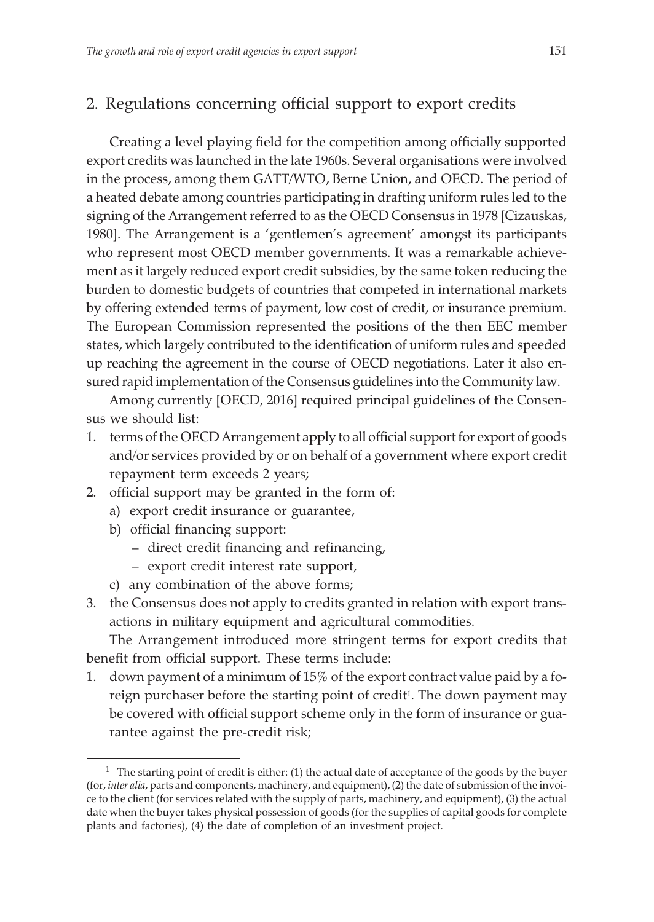## 2. Regulations concerning official support to export credits

Creating a level playing field for the competition among officially supported export credits was launched in the late 1960s. Several organisations were involved in the process, among them GATT/WTO, Berne Union, and OECD. The period of a heated debate among countries participating in drafting uniform rules led to the signing of the Arrangement referred to as the OECD Consensus in 1978 [Cizauskas, 1980]. The Arrangement is a 'gentlemen's agreement' amongst its participants who represent most OECD member governments. It was a remarkable achievement as it largely reduced export credit subsidies, by the same token reducing the burden to domestic budgets of countries that competed in international markets by offering extended terms of payment, low cost of credit, or insurance premium. The European Commission represented the positions of the then EEC member states, which largely contributed to the identification of uniform rules and speeded up reaching the agreement in the course of OECD negotiations. Later it also ensured rapid implementation of the Consensus guidelines into the Community law.

Among currently [OECD, 2016] required principal guidelines of the Consensus we should list:

1. terms of the OECD Arrangement apply to all official support for export of goods and/or services provided by or on behalf of a government where export credit repayment term exceeds 2 years;
2. official support may be granted in the form of:
   a) export credit insurance or guarantee,
   b) official financing support:
      – direct credit financing and refinancing,
      – export credit interest rate support,
   c) any combination of the above forms;
3. the Consensus does not apply to credits granted in relation with export transactions in military equipment and agricultural commodities.

The Arrangement introduced more stringent terms for export credits that benefit from official support. These terms include:

1. down payment of a minimum of 15% of the export contract value paid by a foreign purchaser before the starting point of credit[1]. The down payment may be covered with official support scheme only in the form of insurance or guarantee against the pre-credit risk;

[1] The starting point of credit is either: (1) the actual date of acceptance of the goods by the buyer (for, *inter alia*, parts and components, machinery, and equipment), (2) the date of submission of the invoice to the client (for services related with the supply of parts, machinery, and equipment), (3) the actual date when the buyer takes physical possession of goods (for the supplies of capital goods for complete plants and factories), (4) the date of completion of an investment project.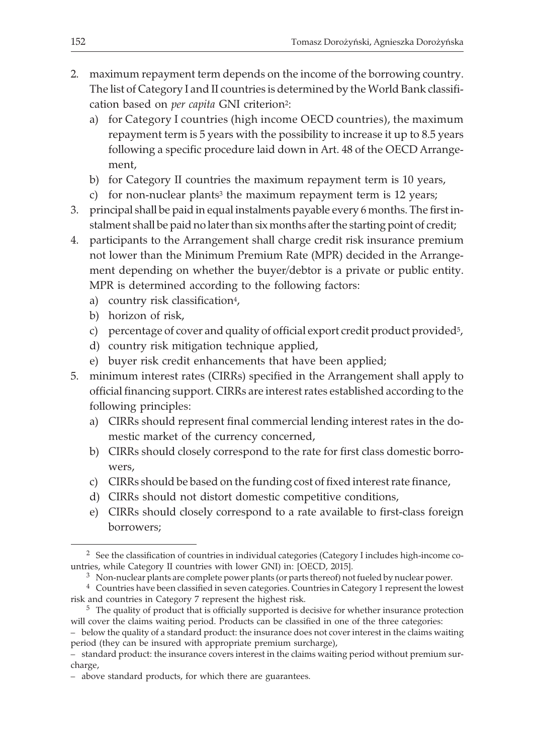2. maximum repayment term depends on the income of the borrowing country. The list of Category I and II countries is determined by the World Bank classification based on *per capita* GNI criterion[2]:
   a) for Category I countries (high income OECD countries), the maximum repayment term is 5 years with the possibility to increase it up to 8.5 years following a specific procedure laid down in Art. 48 of the OECD Arrangement,
   b) for Category II countries the maximum repayment term is 10 years,
   c) for non-nuclear plants[3] the maximum repayment term is 12 years;
3. principal shall be paid in equal instalments payable every 6 months. The first instalment shall be paid no later than six months after the starting point of credit;
4. participants to the Arrangement shall charge credit risk insurance premium not lower than the Minimum Premium Rate (MPR) decided in the Arrangement depending on whether the buyer/debtor is a private or public entity. MPR is determined according to the following factors:
   a) country risk classification[4],
   b) horizon of risk,
   c) percentage of cover and quality of official export credit product provided[5],
   d) country risk mitigation technique applied,
   e) buyer risk credit enhancements that have been applied;
5. minimum interest rates (CIRRs) specified in the Arrangement shall apply to official financing support. CIRRs are interest rates established according to the following principles:
   a) CIRRs should represent final commercial lending interest rates in the domestic market of the currency concerned,
   b) CIRRs should closely correspond to the rate for first class domestic borrowers,
   c) CIRRs should be based on the funding cost of fixed interest rate finance,
   d) CIRRs should not distort domestic competitive conditions,
   e) CIRRs should closely correspond to a rate available to first-class foreign borrowers;

---

[2] See the classification of countries in individual categories (Category I includes high-income countries, while Category II countries with lower GNI) in: [OECD, 2015].

[3] Non-nuclear plants are complete power plants (or parts thereof) not fueled by nuclear power.

[4] Countries have been classified in seven categories. Countries in Category 1 represent the lowest risk and countries in Category 7 represent the highest risk.

[5] The quality of product that is officially supported is decisive for whether insurance protection will cover the claims waiting period. Products can be classified in one of the three categories:
– below the quality of a standard product: the insurance does not cover interest in the claims waiting period (they can be insured with appropriate premium surcharge),
– standard product: the insurance covers interest in the claims waiting period without premium surcharge,
– above standard products, for which there are guarantees.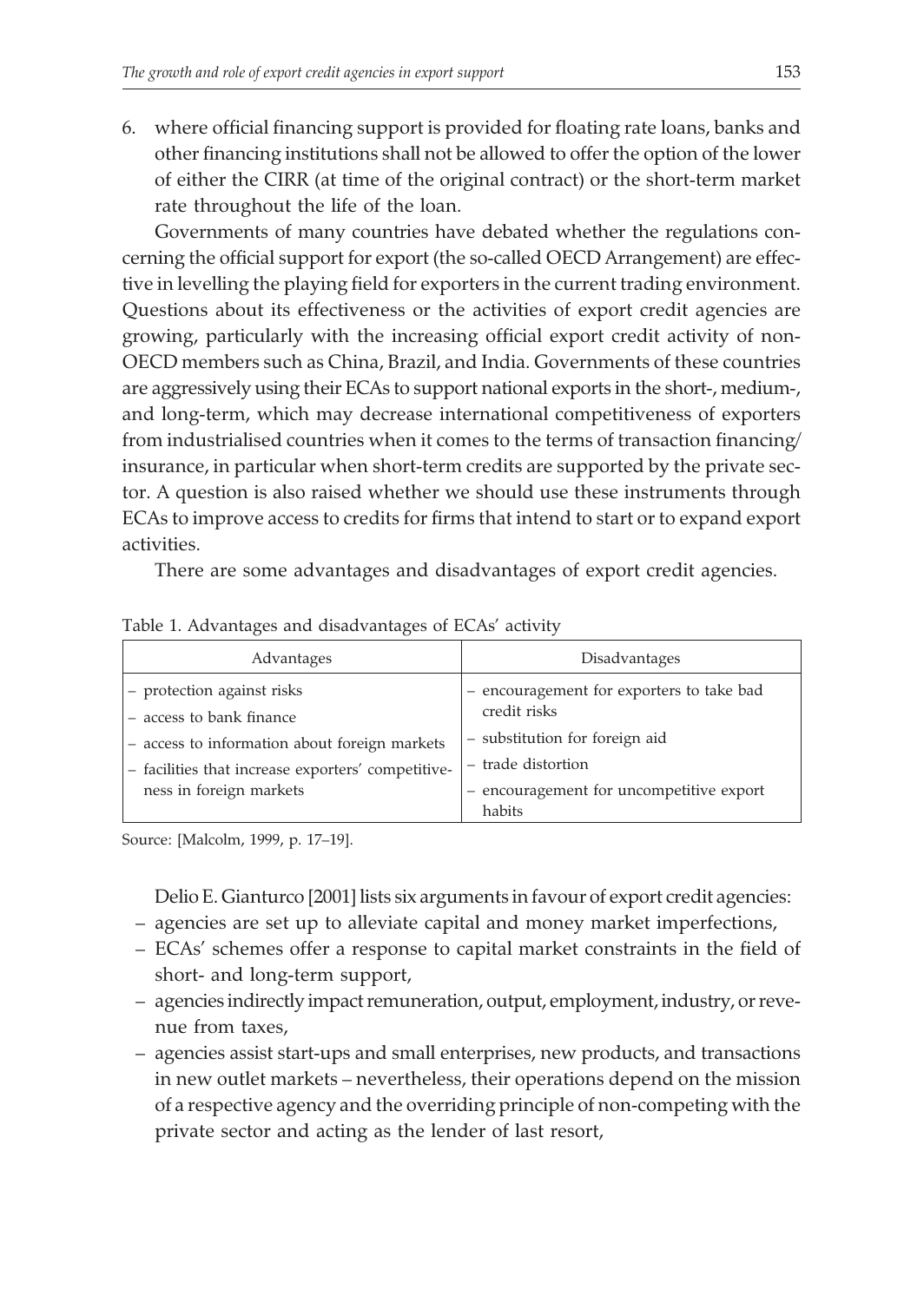6. where official financing support is provided for floating rate loans, banks and other financing institutions shall not be allowed to offer the option of the lower of either the CIRR (at time of the original contract) or the short-term market rate throughout the life of the loan.

Governments of many countries have debated whether the regulations concerning the official support for export (the so-called OECD Arrangement) are effective in levelling the playing field for exporters in the current trading environment. Questions about its effectiveness or the activities of export credit agencies are growing, particularly with the increasing official export credit activity of non-OECD members such as China, Brazil, and India. Governments of these countries are aggressively using their ECAs to support national exports in the short-, medium-, and long-term, which may decrease international competitiveness of exporters from industrialised countries when it comes to the terms of transaction financing/insurance, in particular when short-term credits are supported by the private sector. A question is also raised whether we should use these instruments through ECAs to improve access to credits for firms that intend to start or to expand export activities.

There are some advantages and disadvantages of export credit agencies.

Table 1. Advantages and disadvantages of ECAs' activity

| Advantages | Disadvantages |
|---|---|
| – protection against risks<br>– access to bank finance<br>– access to information about foreign markets<br>– facilities that increase exporters' competitiveness in foreign markets | – encouragement for exporters to take bad credit risks<br>– substitution for foreign aid<br>– trade distortion<br>– encouragement for uncompetitive export habits |

Source: [Malcolm, 1999, p. 17–19].

Delio E. Gianturco [2001] lists six arguments in favour of export credit agencies:

– agencies are set up to alleviate capital and money market imperfections,
– ECAs' schemes offer a response to capital market constraints in the field of short- and long-term support,
– agencies indirectly impact remuneration, output, employment, industry, or revenue from taxes,
– agencies assist start-ups and small enterprises, new products, and transactions in new outlet markets – nevertheless, their operations depend on the mission of a respective agency and the overriding principle of non-competing with the private sector and acting as the lender of last resort,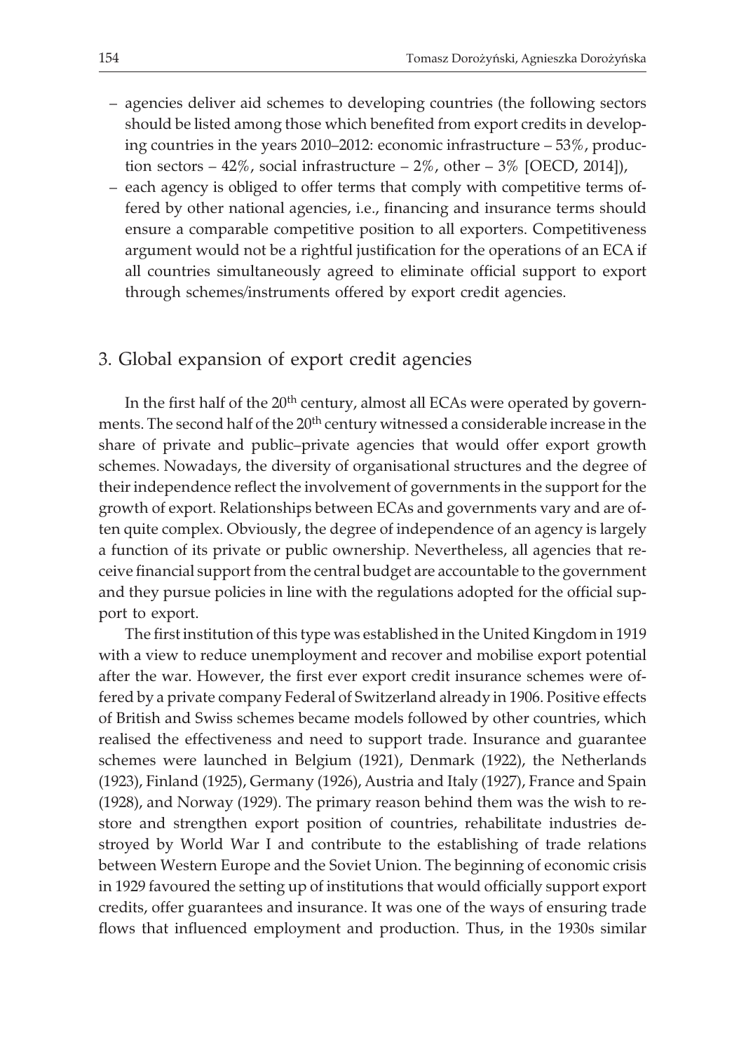- agencies deliver aid schemes to developing countries (the following sectors should be listed among those which benefited from export credits in developing countries in the years 2010–2012: economic infrastructure – 53%, production sectors – 42%, social infrastructure – 2%, other – 3% [OECD, 2014]),
- each agency is obliged to offer terms that comply with competitive terms offered by other national agencies, i.e., financing and insurance terms should ensure a comparable competitive position to all exporters. Competitiveness argument would not be a rightful justification for the operations of an ECA if all countries simultaneously agreed to eliminate official support to export through schemes/instruments offered by export credit agencies.

## 3. Global expansion of export credit agencies

In the first half of the 20th century, almost all ECAs were operated by governments. The second half of the 20th century witnessed a considerable increase in the share of private and public–private agencies that would offer export growth schemes. Nowadays, the diversity of organisational structures and the degree of their independence reflect the involvement of governments in the support for the growth of export. Relationships between ECAs and governments vary and are often quite complex. Obviously, the degree of independence of an agency is largely a function of its private or public ownership. Nevertheless, all agencies that receive financial support from the central budget are accountable to the government and they pursue policies in line with the regulations adopted for the official support to export.

The first institution of this type was established in the United Kingdom in 1919 with a view to reduce unemployment and recover and mobilise export potential after the war. However, the first ever export credit insurance schemes were offered by a private company Federal of Switzerland already in 1906. Positive effects of British and Swiss schemes became models followed by other countries, which realised the effectiveness and need to support trade. Insurance and guarantee schemes were launched in Belgium (1921), Denmark (1922), the Netherlands (1923), Finland (1925), Germany (1926), Austria and Italy (1927), France and Spain (1928), and Norway (1929). The primary reason behind them was the wish to restore and strengthen export position of countries, rehabilitate industries destroyed by World War I and contribute to the establishing of trade relations between Western Europe and the Soviet Union. The beginning of economic crisis in 1929 favoured the setting up of institutions that would officially support export credits, offer guarantees and insurance. It was one of the ways of ensuring trade flows that influenced employment and production. Thus, in the 1930s similar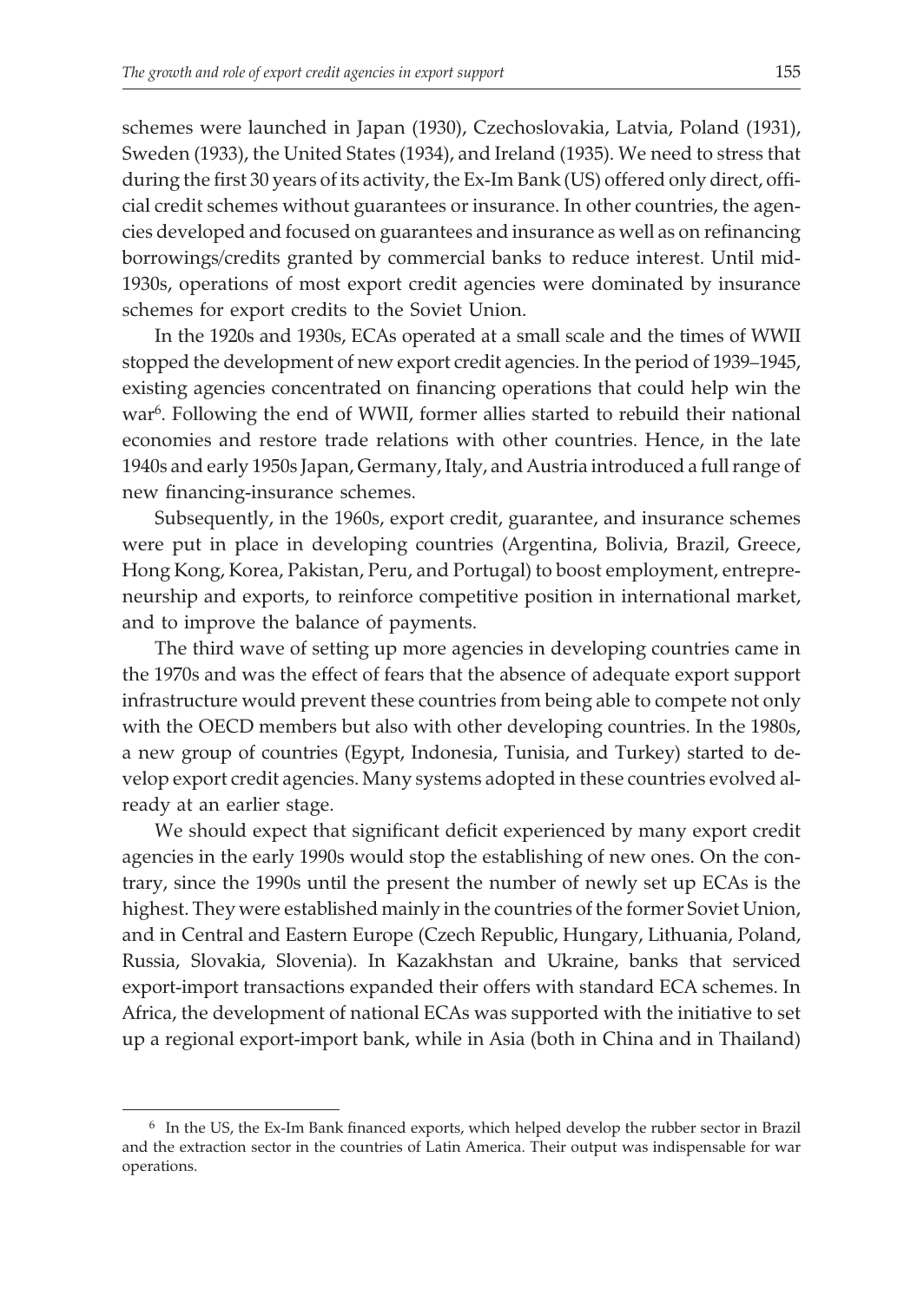schemes were launched in Japan (1930), Czechoslovakia, Latvia, Poland (1931), Sweden (1933), the United States (1934), and Ireland (1935). We need to stress that during the first 30 years of its activity, the Ex-Im Bank (US) offered only direct, official credit schemes without guarantees or insurance. In other countries, the agencies developed and focused on guarantees and insurance as well as on refinancing borrowings/credits granted by commercial banks to reduce interest. Until mid-1930s, operations of most export credit agencies were dominated by insurance schemes for export credits to the Soviet Union.

In the 1920s and 1930s, ECAs operated at a small scale and the times of WWII stopped the development of new export credit agencies. In the period of 1939–1945, existing agencies concentrated on financing operations that could help win the war[6]. Following the end of WWII, former allies started to rebuild their national economies and restore trade relations with other countries. Hence, in the late 1940s and early 1950s Japan, Germany, Italy, and Austria introduced a full range of new financing-insurance schemes.

Subsequently, in the 1960s, export credit, guarantee, and insurance schemes were put in place in developing countries (Argentina, Bolivia, Brazil, Greece, Hong Kong, Korea, Pakistan, Peru, and Portugal) to boost employment, entrepreneurship and exports, to reinforce competitive position in international market, and to improve the balance of payments.

The third wave of setting up more agencies in developing countries came in the 1970s and was the effect of fears that the absence of adequate export support infrastructure would prevent these countries from being able to compete not only with the OECD members but also with other developing countries. In the 1980s, a new group of countries (Egypt, Indonesia, Tunisia, and Turkey) started to develop export credit agencies. Many systems adopted in these countries evolved already at an earlier stage.

We should expect that significant deficit experienced by many export credit agencies in the early 1990s would stop the establishing of new ones. On the contrary, since the 1990s until the present the number of newly set up ECAs is the highest. They were established mainly in the countries of the former Soviet Union, and in Central and Eastern Europe (Czech Republic, Hungary, Lithuania, Poland, Russia, Slovakia, Slovenia). In Kazakhstan and Ukraine, banks that serviced export-import transactions expanded their offers with standard ECA schemes. In Africa, the development of national ECAs was supported with the initiative to set up a regional export-import bank, while in Asia (both in China and in Thailand)

---

[6] In the US, the Ex-Im Bank financed exports, which helped develop the rubber sector in Brazil and the extraction sector in the countries of Latin America. Their output was indispensable for war operations.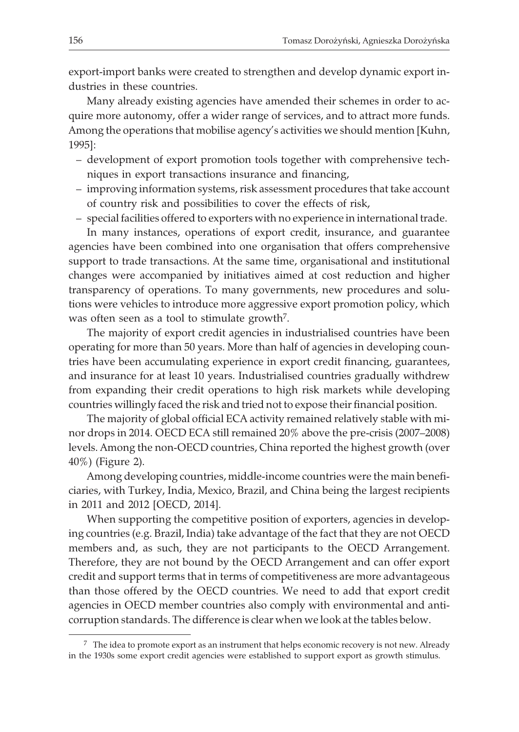export-import banks were created to strengthen and develop dynamic export industries in these countries.

Many already existing agencies have amended their schemes in order to acquire more autonomy, offer a wider range of services, and to attract more funds. Among the operations that mobilise agency's activities we should mention [Kuhn, 1995]:

- development of export promotion tools together with comprehensive techniques in export transactions insurance and financing,
- improving information systems, risk assessment procedures that take account of country risk and possibilities to cover the effects of risk,
- special facilities offered to exporters with no experience in international trade.

In many instances, operations of export credit, insurance, and guarantee agencies have been combined into one organisation that offers comprehensive support to trade transactions. At the same time, organisational and institutional changes were accompanied by initiatives aimed at cost reduction and higher transparency of operations. To many governments, new procedures and solutions were vehicles to introduce more aggressive export promotion policy, which was often seen as a tool to stimulate growth[7].

The majority of export credit agencies in industrialised countries have been operating for more than 50 years. More than half of agencies in developing countries have been accumulating experience in export credit financing, guarantees, and insurance for at least 10 years. Industrialised countries gradually withdrew from expanding their credit operations to high risk markets while developing countries willingly faced the risk and tried not to expose their financial position.

The majority of global official ECA activity remained relatively stable with minor drops in 2014. OECD ECA still remained 20% above the pre-crisis (2007–2008) levels. Among the non-OECD countries, China reported the highest growth (over 40%) (Figure 2).

Among developing countries, middle-income countries were the main beneficiaries, with Turkey, India, Mexico, Brazil, and China being the largest recipients in 2011 and 2012 [OECD, 2014].

When supporting the competitive position of exporters, agencies in developing countries (e.g. Brazil, India) take advantage of the fact that they are not OECD members and, as such, they are not participants to the OECD Arrangement. Therefore, they are not bound by the OECD Arrangement and can offer export credit and support terms that in terms of competitiveness are more advantageous than those offered by the OECD countries. We need to add that export credit agencies in OECD member countries also comply with environmental and anticorruption standards. The difference is clear when we look at the tables below.

[7] The idea to promote export as an instrument that helps economic recovery is not new. Already in the 1930s some export credit agencies were established to support export as growth stimulus.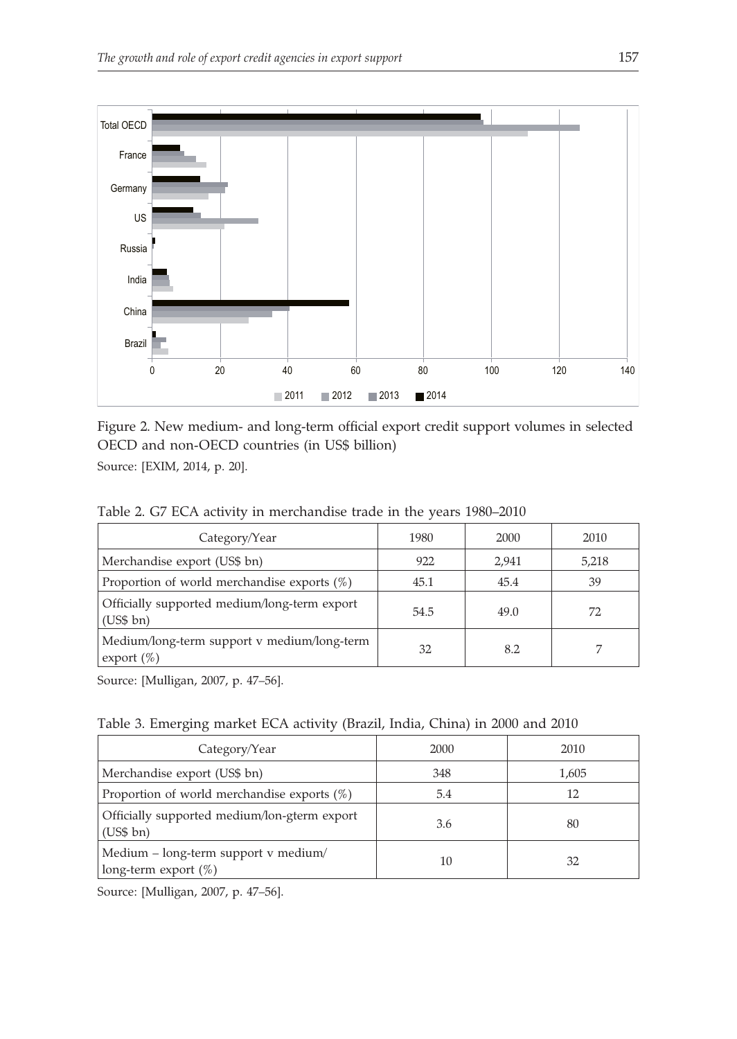Figure 2. New medium- and long-term official export credit support volumes in selected OECD and non-OECD countries (in US$ billion)

Source: [EXIM, 2014, p. 20].

Table 2. G7 ECA activity in merchandise trade in the years 1980–2010

| Category/Year | 1980 | 2000 | 2010 |
|---|---|---|---|
| Merchandise export (US$ bn) | 922 | 2,941 | 5,218 |
| Proportion of world merchandise exports (%) | 45.1 | 45.4 | 39 |
| Officially supported medium/long-term export (US$ bn) | 54.5 | 49.0 | 72 |
| Medium/long-term support v medium/long-term export (%) | 32 | 8.2 | 7 |

Source: [Mulligan, 2007, p. 47–56].

Table 3. Emerging market ECA activity (Brazil, India, China) in 2000 and 2010

| Category/Year | 2000 | 2010 |
|---|---|---|
| Merchandise export (US$ bn) | 348 | 1,605 |
| Proportion of world merchandise exports (%) | 5.4 | 12 |
| Officially supported medium/lon-gterm export (US$ bn) | 3.6 | 80 |
| Medium – long-term support v medium/ long-term export (%) | 10 | 32 |

Source: [Mulligan, 2007, p. 47–56].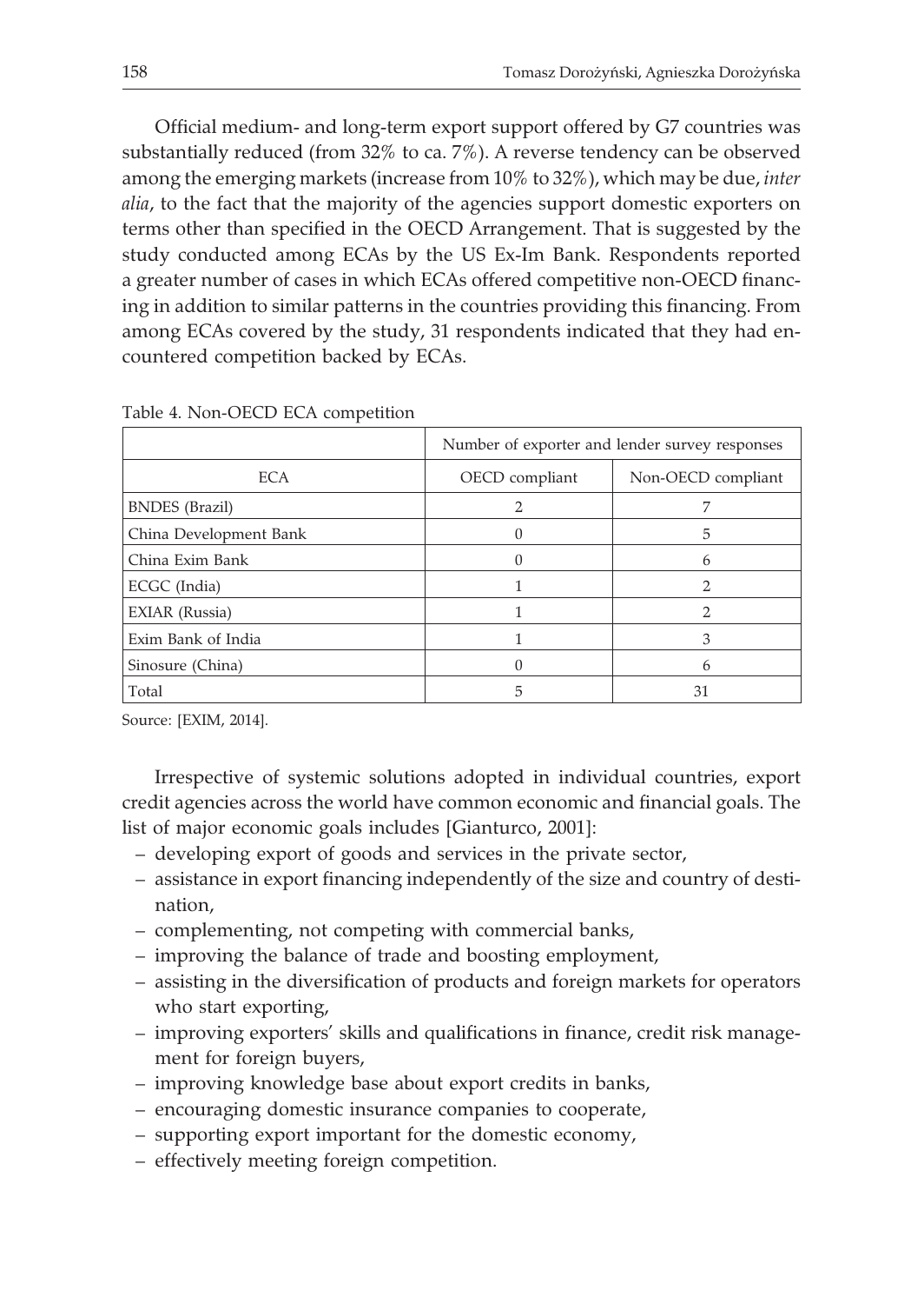Official medium- and long-term export support offered by G7 countries was substantially reduced (from 32% to ca. 7%). A reverse tendency can be observed among the emerging markets (increase from 10% to 32%), which may be due, *inter alia*, to the fact that the majority of the agencies support domestic exporters on terms other than specified in the OECD Arrangement. That is suggested by the study conducted among ECAs by the US Ex-Im Bank. Respondents reported a greater number of cases in which ECAs offered competitive non-OECD financing in addition to similar patterns in the countries providing this financing. From among ECAs covered by the study, 31 respondents indicated that they had encountered competition backed by ECAs.

Table 4. Non-OECD ECA competition

| | Number of exporter and lender survey responses | |
|---|---|---|
| ECA | OECD compliant | Non-OECD compliant |
| BNDES (Brazil) | 2 | 7 |
| China Development Bank | 0 | 5 |
| China Exim Bank | 0 | 6 |
| ECGC (India) | 1 | 2 |
| EXIAR (Russia) | 1 | 2 |
| Exim Bank of India | 1 | 3 |
| Sinosure (China) | 0 | 6 |
| Total | 5 | 31 |

Source: [EXIM, 2014].

Irrespective of systemic solutions adopted in individual countries, export credit agencies across the world have common economic and financial goals. The list of major economic goals includes [Gianturco, 2001]:

- developing export of goods and services in the private sector,
- assistance in export financing independently of the size and country of destination,
- complementing, not competing with commercial banks,
- improving the balance of trade and boosting employment,
- assisting in the diversification of products and foreign markets for operators who start exporting,
- improving exporters' skills and qualifications in finance, credit risk management for foreign buyers,
- improving knowledge base about export credits in banks,
- encouraging domestic insurance companies to cooperate,
- supporting export important for the domestic economy,
- effectively meeting foreign competition.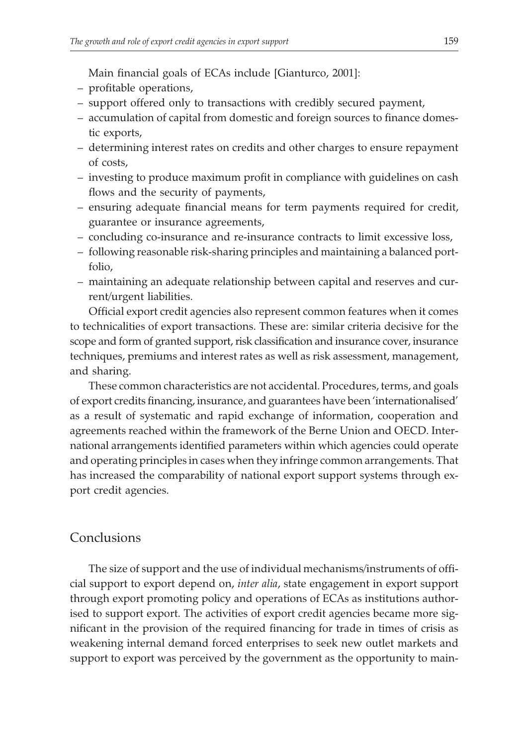Main financial goals of ECAs include [Gianturco, 2001]:

- profitable operations,
- support offered only to transactions with credibly secured payment,
- accumulation of capital from domestic and foreign sources to finance domestic exports,
- determining interest rates on credits and other charges to ensure repayment of costs,
- investing to produce maximum profit in compliance with guidelines on cash flows and the security of payments,
- ensuring adequate financial means for term payments required for credit, guarantee or insurance agreements,
- concluding co-insurance and re-insurance contracts to limit excessive loss,
- following reasonable risk-sharing principles and maintaining a balanced portfolio,
- maintaining an adequate relationship between capital and reserves and current/urgent liabilities.

Official export credit agencies also represent common features when it comes to technicalities of export transactions. These are: similar criteria decisive for the scope and form of granted support, risk classification and insurance cover, insurance techniques, premiums and interest rates as well as risk assessment, management, and sharing.

These common characteristics are not accidental. Procedures, terms, and goals of export credits financing, insurance, and guarantees have been 'internationalised' as a result of systematic and rapid exchange of information, cooperation and agreements reached within the framework of the Berne Union and OECD. International arrangements identified parameters within which agencies could operate and operating principles in cases when they infringe common arrangements. That has increased the comparability of national export support systems through export credit agencies.

## Conclusions

The size of support and the use of individual mechanisms/instruments of official support to export depend on, *inter alia*, state engagement in export support through export promoting policy and operations of ECAs as institutions authorised to support export. The activities of export credit agencies became more significant in the provision of the required financing for trade in times of crisis as weakening internal demand forced enterprises to seek new outlet markets and support to export was perceived by the government as the opportunity to main-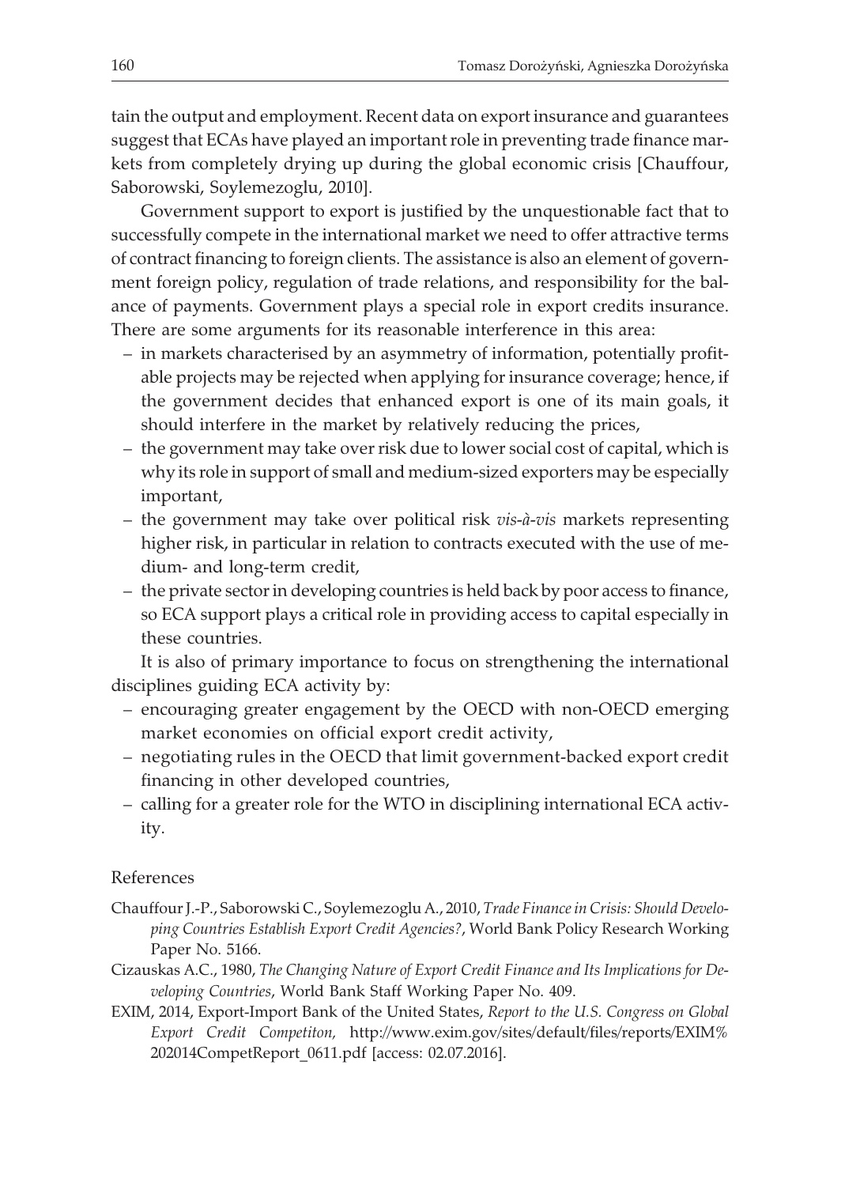tain the output and employment. Recent data on export insurance and guarantees suggest that ECAs have played an important role in preventing trade finance markets from completely drying up during the global economic crisis [Chauffour, Saborowski, Soylemezoglu, 2010].

Government support to export is justified by the unquestionable fact that to successfully compete in the international market we need to offer attractive terms of contract financing to foreign clients. The assistance is also an element of government foreign policy, regulation of trade relations, and responsibility for the balance of payments. Government plays a special role in export credits insurance. There are some arguments for its reasonable interference in this area:

- in markets characterised by an asymmetry of information, potentially profitable projects may be rejected when applying for insurance coverage; hence, if the government decides that enhanced export is one of its main goals, it should interfere in the market by relatively reducing the prices,
- the government may take over risk due to lower social cost of capital, which is why its role in support of small and medium-sized exporters may be especially important,
- the government may take over political risk *vis-à-vis* markets representing higher risk, in particular in relation to contracts executed with the use of medium- and long-term credit,
- the private sector in developing countries is held back by poor access to finance, so ECA support plays a critical role in providing access to capital especially in these countries.

It is also of primary importance to focus on strengthening the international disciplines guiding ECA activity by:

- encouraging greater engagement by the OECD with non-OECD emerging market economies on official export credit activity,
- negotiating rules in the OECD that limit government-backed export credit financing in other developed countries,
- calling for a greater role for the WTO in disciplining international ECA activity.

## References

Chauffour J.-P., Saborowski C., Soylemezoglu A., 2010, *Trade Finance in Crisis: Should Developing Countries Establish Export Credit Agencies?*, World Bank Policy Research Working Paper No. 5166.

Cizauskas A.C., 1980, *The Changing Nature of Export Credit Finance and Its Implications for Developing Countries*, World Bank Staff Working Paper No. 409.

EXIM, 2014, Export-Import Bank of the United States, *Report to the U.S. Congress on Global Export Credit Competiton,* http://www.exim.gov/sites/default/files/reports/EXIM%202014CompetReport_0611.pdf [access: 02.07.2016].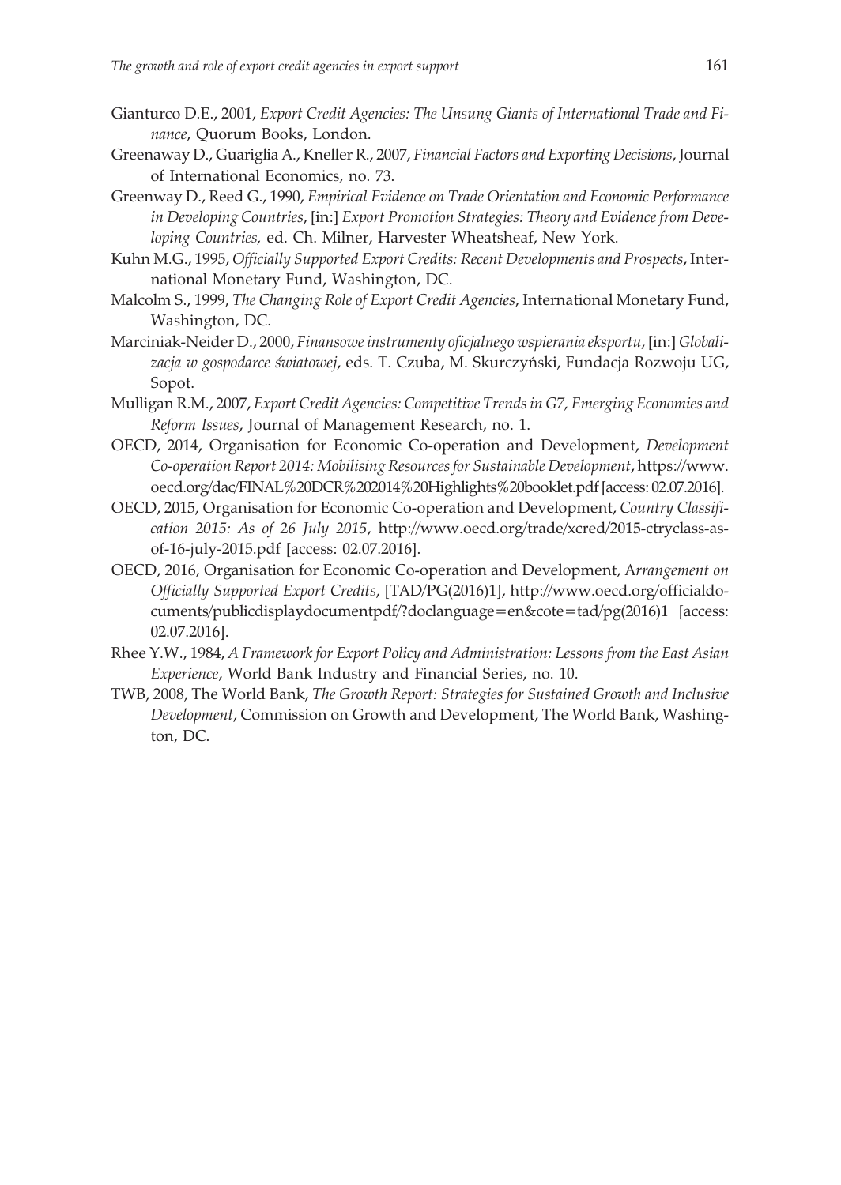Gianturco D.E., 2001, *Export Credit Agencies: The Unsung Giants of International Trade and Finance*, Quorum Books, London.

Greenaway D., Guariglia A., Kneller R., 2007, *Financial Factors and Exporting Decisions*, Journal of International Economics, no. 73.

Greenway D., Reed G., 1990, *Empirical Evidence on Trade Orientation and Economic Performance in Developing Countries*, [in:] *Export Promotion Strategies: Theory and Evidence from Developing Countries,* ed. Ch. Milner, Harvester Wheatsheaf, New York.

Kuhn M.G., 1995, *Officially Supported Export Credits: Recent Developments and Prospects*, International Monetary Fund, Washington, DC.

Malcolm S., 1999, *The Changing Role of Export Credit Agencies*, International Monetary Fund, Washington, DC.

Marciniak-Neider D., 2000, *Finansowe instrumenty oficjalnego wspierania eksportu*, [in:] *Globalizacja w gospodarce światowej*, eds. T. Czuba, M. Skurczyński, Fundacja Rozwoju UG, Sopot.

Mulligan R.M., 2007, *Export Credit Agencies: Competitive Trends in G7, Emerging Economies and Reform Issues*, Journal of Management Research, no. 1.

OECD, 2014, Organisation for Economic Co-operation and Development, *Development Co-operation Report 2014: Mobilising Resources for Sustainable Development*, https://www.oecd.org/dac/FINAL%20DCR%202014%20Highlights%20booklet.pdf [access: 02.07.2016].

OECD, 2015, Organisation for Economic Co-operation and Development, *Country Classification 2015: As of 26 July 2015*, http://www.oecd.org/trade/xcred/2015-ctryclass-as-of-16-july-2015.pdf [access: 02.07.2016].

OECD, 2016, Organisation for Economic Co-operation and Development, A*rrangement on Officially Supported Export Credits*, [TAD/PG(2016)1], http://www.oecd.org/officialdocuments/publicdisplaydocumentpdf/?doclanguage=en&cote=tad/pg(2016)1 [access: 02.07.2016].

Rhee Y.W., 1984, *A Framework for Export Policy and Administration: Lessons from the East Asian Experience*, World Bank Industry and Financial Series, no. 10.

TWB, 2008, The World Bank, *The Growth Report: Strategies for Sustained Growth and Inclusive Development*, Commission on Growth and Development, The World Bank, Washington, DC.